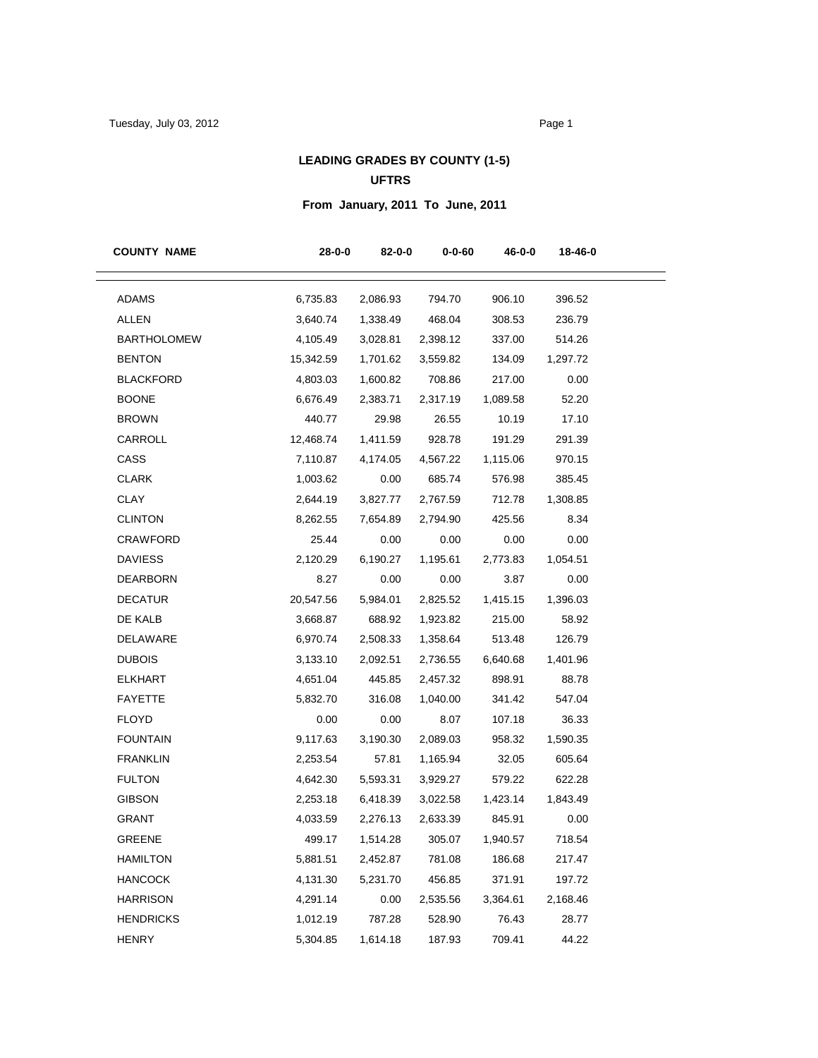## LEADING GRADES BY COUNTY (1-5)

### UFTRS

### From January, 2011 To June, 2011

| COUNTY NAME | 28-0-0 | 82-0-0 | 0-0-60 | 46-0-0 | 18-46-0 |
|---|---|---|---|---|---|
| ADAMS | 6,735.83 | 2,086.93 | 794.70 | 906.10 | 396.52 |
| ALLEN | 3,640.74 | 1,338.49 | 468.04 | 308.53 | 236.79 |
| BARTHOLOMEW | 4,105.49 | 3,028.81 | 2,398.12 | 337.00 | 514.26 |
| BENTON | 15,342.59 | 1,701.62 | 3,559.82 | 134.09 | 1,297.72 |
| BLACKFORD | 4,803.03 | 1,600.82 | 708.86 | 217.00 | 0.00 |
| BOONE | 6,676.49 | 2,383.71 | 2,317.19 | 1,089.58 | 52.20 |
| BROWN | 440.77 | 29.98 | 26.55 | 10.19 | 17.10 |
| CARROLL | 12,468.74 | 1,411.59 | 928.78 | 191.29 | 291.39 |
| CASS | 7,110.87 | 4,174.05 | 4,567.22 | 1,115.06 | 970.15 |
| CLARK | 1,003.62 | 0.00 | 685.74 | 576.98 | 385.45 |
| CLAY | 2,644.19 | 3,827.77 | 2,767.59 | 712.78 | 1,308.85 |
| CLINTON | 8,262.55 | 7,654.89 | 2,794.90 | 425.56 | 8.34 |
| CRAWFORD | 25.44 | 0.00 | 0.00 | 0.00 | 0.00 |
| DAVIESS | 2,120.29 | 6,190.27 | 1,195.61 | 2,773.83 | 1,054.51 |
| DEARBORN | 8.27 | 0.00 | 0.00 | 3.87 | 0.00 |
| DECATUR | 20,547.56 | 5,984.01 | 2,825.52 | 1,415.15 | 1,396.03 |
| DE KALB | 3,668.87 | 688.92 | 1,923.82 | 215.00 | 58.92 |
| DELAWARE | 6,970.74 | 2,508.33 | 1,358.64 | 513.48 | 126.79 |
| DUBOIS | 3,133.10 | 2,092.51 | 2,736.55 | 6,640.68 | 1,401.96 |
| ELKHART | 4,651.04 | 445.85 | 2,457.32 | 898.91 | 88.78 |
| FAYETTE | 5,832.70 | 316.08 | 1,040.00 | 341.42 | 547.04 |
| FLOYD | 0.00 | 0.00 | 8.07 | 107.18 | 36.33 |
| FOUNTAIN | 9,117.63 | 3,190.30 | 2,089.03 | 958.32 | 1,590.35 |
| FRANKLIN | 2,253.54 | 57.81 | 1,165.94 | 32.05 | 605.64 |
| FULTON | 4,642.30 | 5,593.31 | 3,929.27 | 579.22 | 622.28 |
| GIBSON | 2,253.18 | 6,418.39 | 3,022.58 | 1,423.14 | 1,843.49 |
| GRANT | 4,033.59 | 2,276.13 | 2,633.39 | 845.91 | 0.00 |
| GREENE | 499.17 | 1,514.28 | 305.07 | 1,940.57 | 718.54 |
| HAMILTON | 5,881.51 | 2,452.87 | 781.08 | 186.68 | 217.47 |
| HANCOCK | 4,131.30 | 5,231.70 | 456.85 | 371.91 | 197.72 |
| HARRISON | 4,291.14 | 0.00 | 2,535.56 | 3,364.61 | 2,168.46 |
| HENDRICKS | 1,012.19 | 787.28 | 528.90 | 76.43 | 28.77 |
| HENRY | 5,304.85 | 1,614.18 | 187.93 | 709.41 | 44.22 |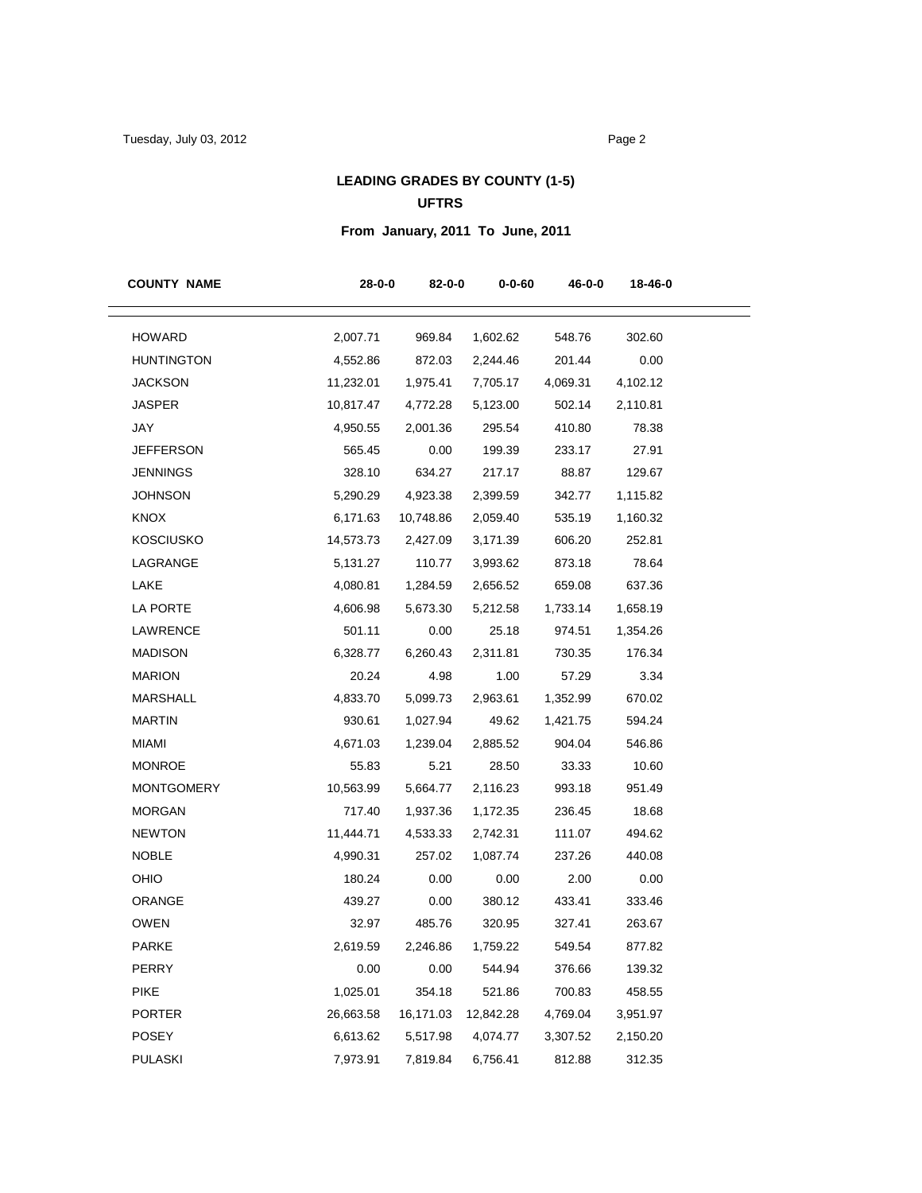## LEADING GRADES BY COUNTY (1-5)

### UFTRS

### From January, 2011 To June, 2011

| COUNTY NAME | 28-0-0 | 82-0-0 | 0-0-60 | 46-0-0 | 18-46-0 |
|---|---|---|---|---|---|
| HOWARD | 2,007.71 | 969.84 | 1,602.62 | 548.76 | 302.60 |
| HUNTINGTON | 4,552.86 | 872.03 | 2,244.46 | 201.44 | 0.00 |
| JACKSON | 11,232.01 | 1,975.41 | 7,705.17 | 4,069.31 | 4,102.12 |
| JASPER | 10,817.47 | 4,772.28 | 5,123.00 | 502.14 | 2,110.81 |
| JAY | 4,950.55 | 2,001.36 | 295.54 | 410.80 | 78.38 |
| JEFFERSON | 565.45 | 0.00 | 199.39 | 233.17 | 27.91 |
| JENNINGS | 328.10 | 634.27 | 217.17 | 88.87 | 129.67 |
| JOHNSON | 5,290.29 | 4,923.38 | 2,399.59 | 342.77 | 1,115.82 |
| KNOX | 6,171.63 | 10,748.86 | 2,059.40 | 535.19 | 1,160.32 |
| KOSCIUSKO | 14,573.73 | 2,427.09 | 3,171.39 | 606.20 | 252.81 |
| LAGRANGE | 5,131.27 | 110.77 | 3,993.62 | 873.18 | 78.64 |
| LAKE | 4,080.81 | 1,284.59 | 2,656.52 | 659.08 | 637.36 |
| LA PORTE | 4,606.98 | 5,673.30 | 5,212.58 | 1,733.14 | 1,658.19 |
| LAWRENCE | 501.11 | 0.00 | 25.18 | 974.51 | 1,354.26 |
| MADISON | 6,328.77 | 6,260.43 | 2,311.81 | 730.35 | 176.34 |
| MARION | 20.24 | 4.98 | 1.00 | 57.29 | 3.34 |
| MARSHALL | 4,833.70 | 5,099.73 | 2,963.61 | 1,352.99 | 670.02 |
| MARTIN | 930.61 | 1,027.94 | 49.62 | 1,421.75 | 594.24 |
| MIAMI | 4,671.03 | 1,239.04 | 2,885.52 | 904.04 | 546.86 |
| MONROE | 55.83 | 5.21 | 28.50 | 33.33 | 10.60 |
| MONTGOMERY | 10,563.99 | 5,664.77 | 2,116.23 | 993.18 | 951.49 |
| MORGAN | 717.40 | 1,937.36 | 1,172.35 | 236.45 | 18.68 |
| NEWTON | 11,444.71 | 4,533.33 | 2,742.31 | 111.07 | 494.62 |
| NOBLE | 4,990.31 | 257.02 | 1,087.74 | 237.26 | 440.08 |
| OHIO | 180.24 | 0.00 | 0.00 | 2.00 | 0.00 |
| ORANGE | 439.27 | 0.00 | 380.12 | 433.41 | 333.46 |
| OWEN | 32.97 | 485.76 | 320.95 | 327.41 | 263.67 |
| PARKE | 2,619.59 | 2,246.86 | 1,759.22 | 549.54 | 877.82 |
| PERRY | 0.00 | 0.00 | 544.94 | 376.66 | 139.32 |
| PIKE | 1,025.01 | 354.18 | 521.86 | 700.83 | 458.55 |
| PORTER | 26,663.58 | 16,171.03 | 12,842.28 | 4,769.04 | 3,951.97 |
| POSEY | 6,613.62 | 5,517.98 | 4,074.77 | 3,307.52 | 2,150.20 |
| PULASKI | 7,973.91 | 7,819.84 | 6,756.41 | 812.88 | 312.35 |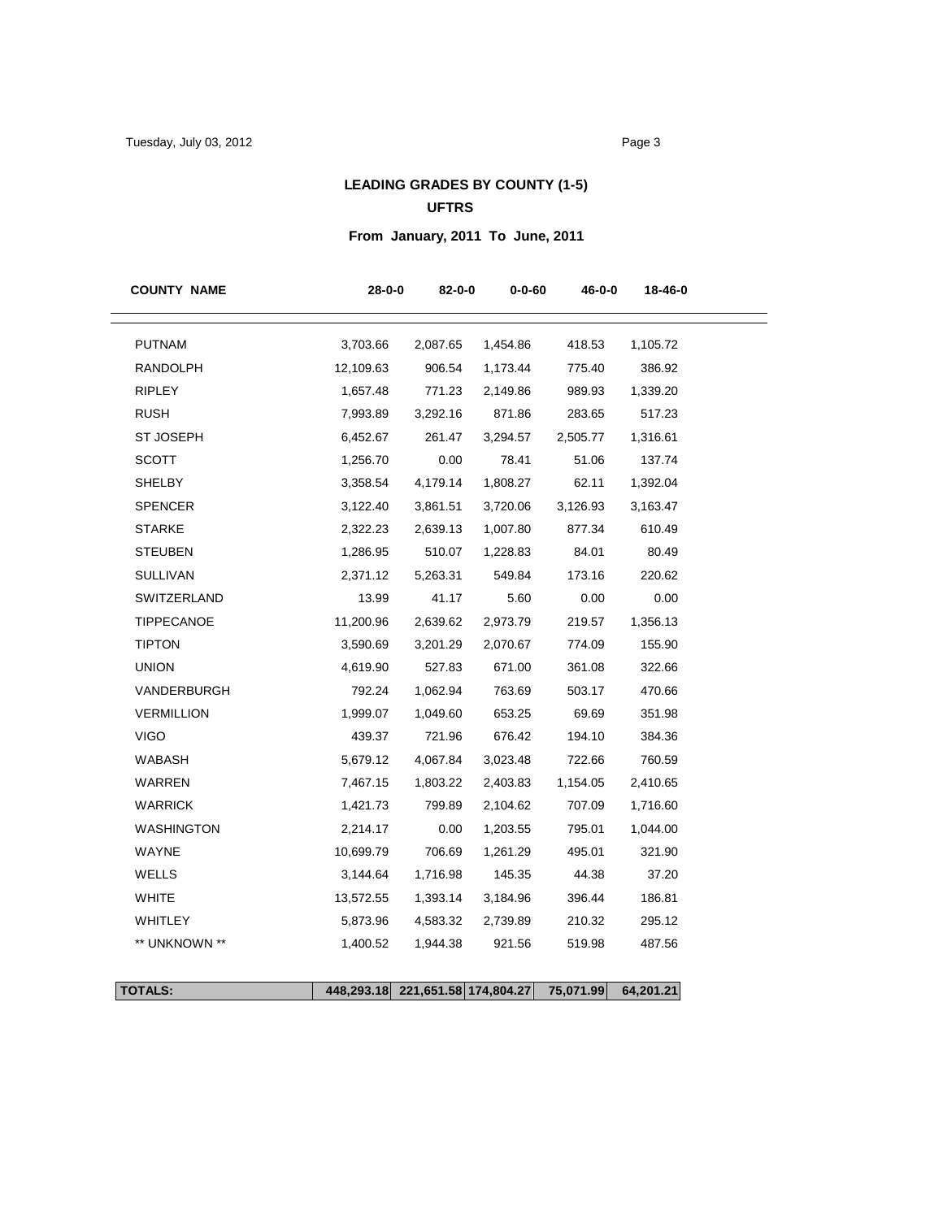## LEADING GRADES BY COUNTY (1-5)

### UFTRS

### From January, 2011 To June, 2011

| COUNTY NAME | 28-0-0 | 82-0-0 | 0-0-60 | 46-0-0 | 18-46-0 |
|---|---|---|---|---|---|
| PUTNAM | 3,703.66 | 2,087.65 | 1,454.86 | 418.53 | 1,105.72 |
| RANDOLPH | 12,109.63 | 906.54 | 1,173.44 | 775.40 | 386.92 |
| RIPLEY | 1,657.48 | 771.23 | 2,149.86 | 989.93 | 1,339.20 |
| RUSH | 7,993.89 | 3,292.16 | 871.86 | 283.65 | 517.23 |
| ST JOSEPH | 6,452.67 | 261.47 | 3,294.57 | 2,505.77 | 1,316.61 |
| SCOTT | 1,256.70 | 0.00 | 78.41 | 51.06 | 137.74 |
| SHELBY | 3,358.54 | 4,179.14 | 1,808.27 | 62.11 | 1,392.04 |
| SPENCER | 3,122.40 | 3,861.51 | 3,720.06 | 3,126.93 | 3,163.47 |
| STARKE | 2,322.23 | 2,639.13 | 1,007.80 | 877.34 | 610.49 |
| STEUBEN | 1,286.95 | 510.07 | 1,228.83 | 84.01 | 80.49 |
| SULLIVAN | 2,371.12 | 5,263.31 | 549.84 | 173.16 | 220.62 |
| SWITZERLAND | 13.99 | 41.17 | 5.60 | 0.00 | 0.00 |
| TIPPECANOE | 11,200.96 | 2,639.62 | 2,973.79 | 219.57 | 1,356.13 |
| TIPTON | 3,590.69 | 3,201.29 | 2,070.67 | 774.09 | 155.90 |
| UNION | 4,619.90 | 527.83 | 671.00 | 361.08 | 322.66 |
| VANDERBURGH | 792.24 | 1,062.94 | 763.69 | 503.17 | 470.66 |
| VERMILLION | 1,999.07 | 1,049.60 | 653.25 | 69.69 | 351.98 |
| VIGO | 439.37 | 721.96 | 676.42 | 194.10 | 384.36 |
| WABASH | 5,679.12 | 4,067.84 | 3,023.48 | 722.66 | 760.59 |
| WARREN | 7,467.15 | 1,803.22 | 2,403.83 | 1,154.05 | 2,410.65 |
| WARRICK | 1,421.73 | 799.89 | 2,104.62 | 707.09 | 1,716.60 |
| WASHINGTON | 2,214.17 | 0.00 | 1,203.55 | 795.01 | 1,044.00 |
| WAYNE | 10,699.79 | 706.69 | 1,261.29 | 495.01 | 321.90 |
| WELLS | 3,144.64 | 1,716.98 | 145.35 | 44.38 | 37.20 |
| WHITE | 13,572.55 | 1,393.14 | 3,184.96 | 396.44 | 186.81 |
| WHITLEY | 5,873.96 | 4,583.32 | 2,739.89 | 210.32 | 295.12 |
| ** UNKNOWN ** | 1,400.52 | 1,944.38 | 921.56 | 519.98 | 487.56 |
| **TOTALS:** | **448,293.18** | **221,651.58** | **174,804.27** | **75,071.99** | **64,201.21** |